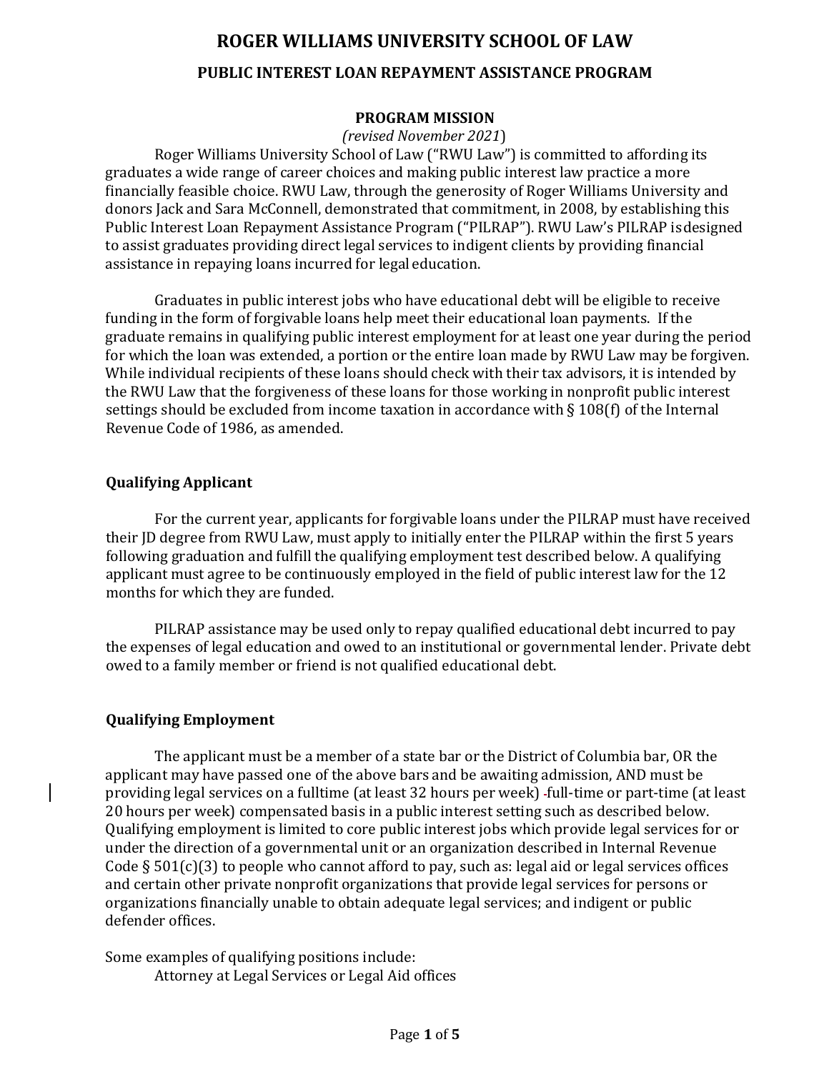# ROGER WILLIAMS UNIVERSITY SCHOOL OF LAW

## PUBLIC INTEREST LOAN REPAYMENT ASSISTANCE PROGRAM

### PROGRAM MISSION

*(revised November 2021)*

Roger Williams University School of Law ("RWU Law") is committed to affording its graduates a wide range of career choices and making public interest law practice a more financially feasible choice. RWU Law, through the generosity of Roger Williams University and donors Jack and Sara McConnell, demonstrated that commitment, in 2008, by establishing this Public Interest Loan Repayment Assistance Program ("PILRAP"). RWU Law's PILRAP is designed to assist graduates providing direct legal services to indigent clients by providing financial assistance in repaying loans incurred for legal education.

Graduates in public interest jobs who have educational debt will be eligible to receive funding in the form of forgivable loans help meet their educational loan payments. If the graduate remains in qualifying public interest employment for at least one year during the period for which the loan was extended, a portion or the entire loan made by RWU Law may be forgiven. While individual recipients of these loans should check with their tax advisors, it is intended by the RWU Law that the forgiveness of these loans for those working in nonprofit public interest settings should be excluded from income taxation in accordance with § 108(f) of the Internal Revenue Code of 1986, as amended.

**Qualifying Applicant**

For the current year, applicants for forgivable loans under the PILRAP must have received their JD degree from RWU Law, must apply to initially enter the PILRAP within the first 5 years following graduation and fulfill the qualifying employment test described below. A qualifying applicant must agree to be continuously employed in the field of public interest law for the 12 months for which they are funded.

PILRAP assistance may be used only to repay qualified educational debt incurred to pay the expenses of legal education and owed to an institutional or governmental lender. Private debt owed to a family member or friend is not qualified educational debt.

**Qualifying Employment**

The applicant must be a member of a state bar or the District of Columbia bar, OR the applicant may have passed one of the above bars and be awaiting admission, AND must be providing legal services on a fulltime (at least 32 hours per week) full-time or part-time (at least 20 hours per week) compensated basis in a public interest setting such as described below. Qualifying employment is limited to core public interest jobs which provide legal services for or under the direction of a governmental unit or an organization described in Internal Revenue Code § 501(c)(3) to people who cannot afford to pay, such as: legal aid or legal services offices and certain other private nonprofit organizations that provide legal services for persons or organizations financially unable to obtain adequate legal services; and indigent or public defender offices.

Some examples of qualifying positions include:

Attorney at Legal Services or Legal Aid offices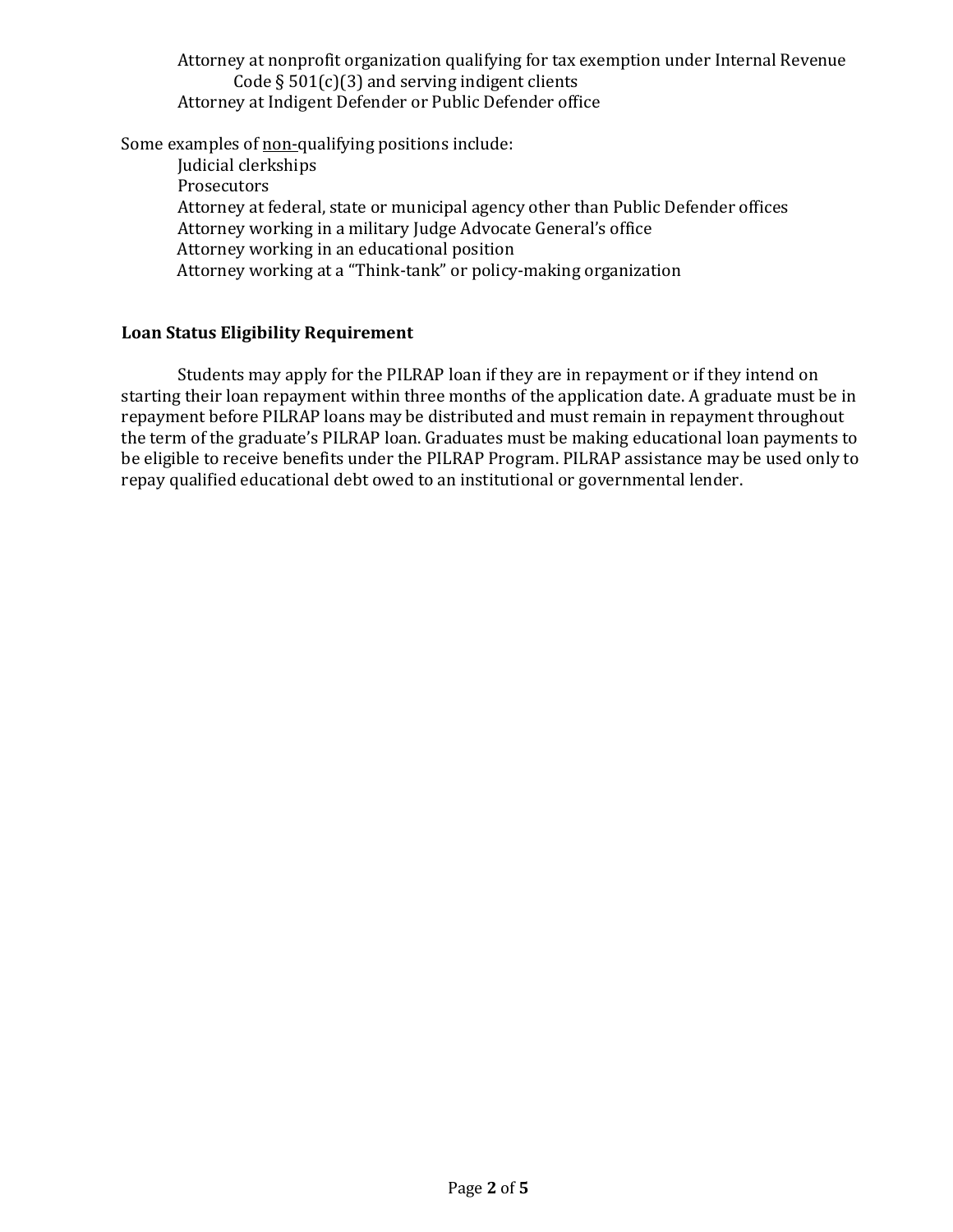Attorney at nonprofit organization qualifying for tax exemption under Internal Revenue Code § 501(c)(3) and serving indigent clients
Attorney at Indigent Defender or Public Defender office

Some examples of <u>non-</u>qualifying positions include:
Judicial clerkships
Prosecutors
Attorney at federal, state or municipal agency other than Public Defender offices
Attorney working in a military Judge Advocate General's office
Attorney working in an educational position
Attorney working at a "Think-tank" or policy-making organization

**Loan Status Eligibility Requirement**

Students may apply for the PILRAP loan if they are in repayment or if they intend on starting their loan repayment within three months of the application date. A graduate must be in repayment before PILRAP loans may be distributed and must remain in repayment throughout the term of the graduate's PILRAP loan. Graduates must be making educational loan payments to be eligible to receive benefits under the PILRAP Program. PILRAP assistance may be used only to repay qualified educational debt owed to an institutional or governmental lender.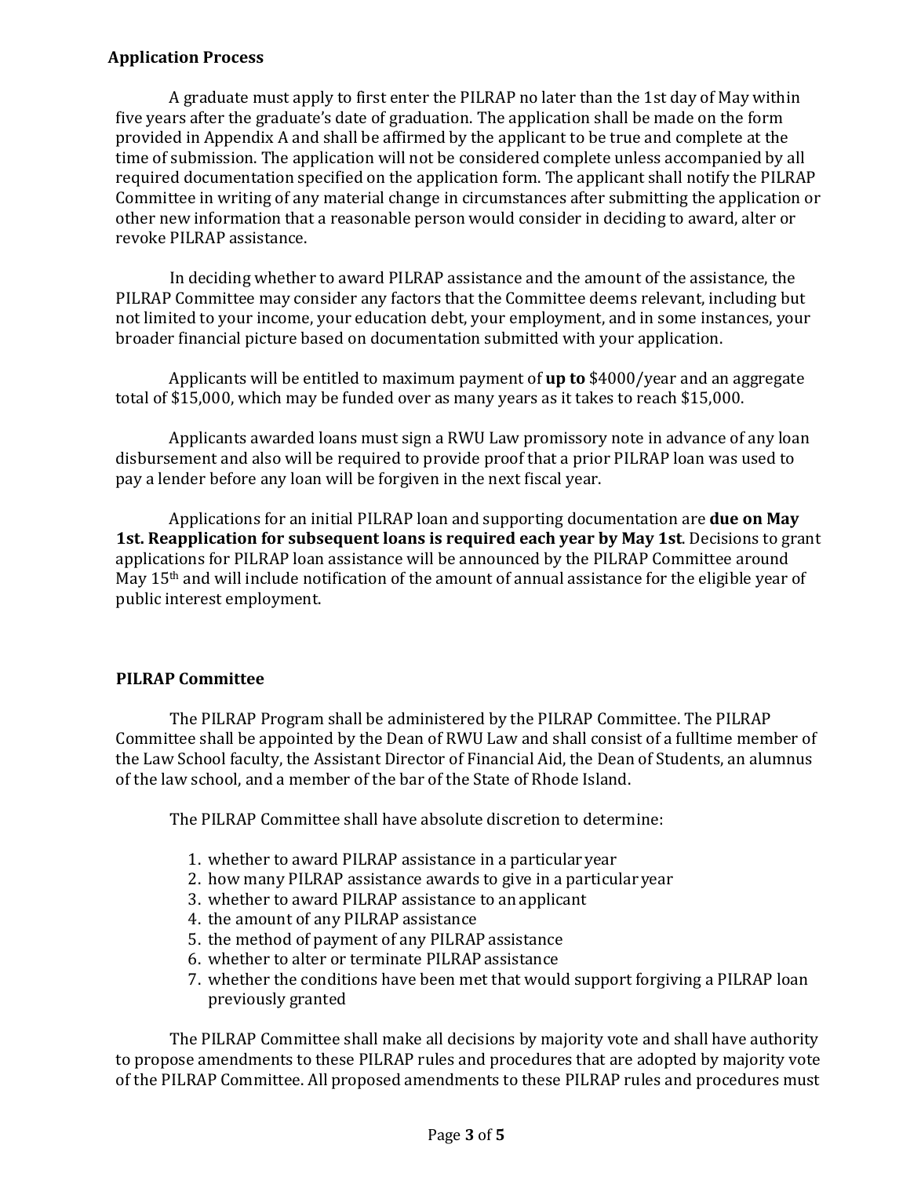**Application Process**

A graduate must apply to first enter the PILRAP no later than the 1st day of May within five years after the graduate's date of graduation. The application shall be made on the form provided in Appendix A and shall be affirmed by the applicant to be true and complete at the time of submission. The application will not be considered complete unless accompanied by all required documentation specified on the application form. The applicant shall notify the PILRAP Committee in writing of any material change in circumstances after submitting the application or other new information that a reasonable person would consider in deciding to award, alter or revoke PILRAP assistance.

In deciding whether to award PILRAP assistance and the amount of the assistance, the PILRAP Committee may consider any factors that the Committee deems relevant, including but not limited to your income, your education debt, your employment, and in some instances, your broader financial picture based on documentation submitted with your application.

Applicants will be entitled to maximum payment of **up to** $4000/year and an aggregate total of $15,000, which may be funded over as many years as it takes to reach $15,000.

Applicants awarded loans must sign a RWU Law promissory note in advance of any loan disbursement and also will be required to provide proof that a prior PILRAP loan was used to pay a lender before any loan will be forgiven in the next fiscal year.

Applications for an initial PILRAP loan and supporting documentation are **due on May 1st. Reapplication for subsequent loans is required each year by May 1st**. Decisions to grant applications for PILRAP loan assistance will be announced by the PILRAP Committee around May 15th and will include notification of the amount of annual assistance for the eligible year of public interest employment.

**PILRAP Committee**

The PILRAP Program shall be administered by the PILRAP Committee. The PILRAP Committee shall be appointed by the Dean of RWU Law and shall consist of a fulltime member of the Law School faculty, the Assistant Director of Financial Aid, the Dean of Students, an alumnus of the law school, and a member of the bar of the State of Rhode Island.

The PILRAP Committee shall have absolute discretion to determine:

1. whether to award PILRAP assistance in a particular year
2. how many PILRAP assistance awards to give in a particular year
3. whether to award PILRAP assistance to an applicant
4. the amount of any PILRAP assistance
5. the method of payment of any PILRAP assistance
6. whether to alter or terminate PILRAP assistance
7. whether the conditions have been met that would support forgiving a PILRAP loan previously granted

The PILRAP Committee shall make all decisions by majority vote and shall have authority to propose amendments to these PILRAP rules and procedures that are adopted by majority vote of the PILRAP Committee. All proposed amendments to these PILRAP rules and procedures must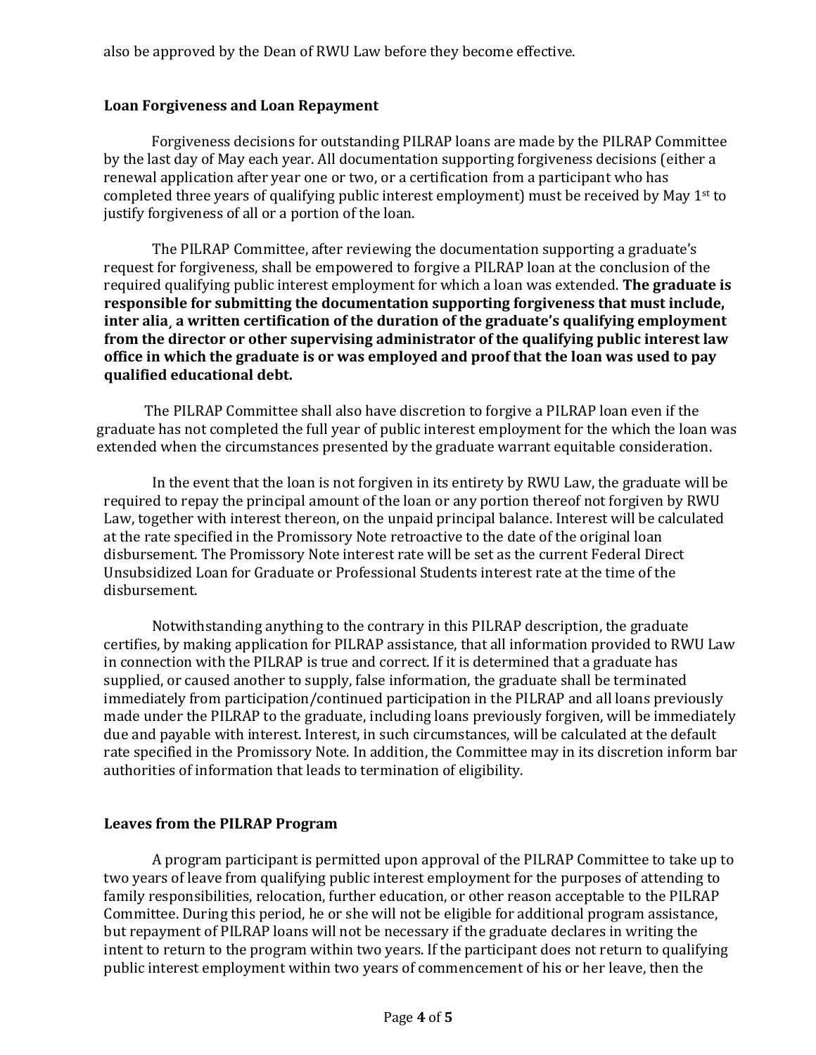also be approved by the Dean of RWU Law before they become effective.

## Loan Forgiveness and Loan Repayment

Forgiveness decisions for outstanding PILRAP loans are made by the PILRAP Committee by the last day of May each year. All documentation supporting forgiveness decisions (either a renewal application after year one or two, or a certification from a participant who has completed three years of qualifying public interest employment) must be received by May 1st to justify forgiveness of all or a portion of the loan.

The PILRAP Committee, after reviewing the documentation supporting a graduate's request for forgiveness, shall be empowered to forgive a PILRAP loan at the conclusion of the required qualifying public interest employment for which a loan was extended. **The graduate is responsible for submitting the documentation supporting forgiveness that must include, inter alia¸ a written certification of the duration of the graduate's qualifying employment from the director or other supervising administrator of the qualifying public interest law office in which the graduate is or was employed and proof that the loan was used to pay qualified educational debt.**

The PILRAP Committee shall also have discretion to forgive a PILRAP loan even if the graduate has not completed the full year of public interest employment for the which the loan was extended when the circumstances presented by the graduate warrant equitable consideration.

In the event that the loan is not forgiven in its entirety by RWU Law, the graduate will be required to repay the principal amount of the loan or any portion thereof not forgiven by RWU Law, together with interest thereon, on the unpaid principal balance. Interest will be calculated at the rate specified in the Promissory Note retroactive to the date of the original loan disbursement. The Promissory Note interest rate will be set as the current Federal Direct Unsubsidized Loan for Graduate or Professional Students interest rate at the time of the disbursement.

Notwithstanding anything to the contrary in this PILRAP description, the graduate certifies, by making application for PILRAP assistance, that all information provided to RWU Law in connection with the PILRAP is true and correct. If it is determined that a graduate has supplied, or caused another to supply, false information, the graduate shall be terminated immediately from participation/continued participation in the PILRAP and all loans previously made under the PILRAP to the graduate, including loans previously forgiven, will be immediately due and payable with interest. Interest, in such circumstances, will be calculated at the default rate specified in the Promissory Note. In addition, the Committee may in its discretion inform bar authorities of information that leads to termination of eligibility.

## Leaves from the PILRAP Program

A program participant is permitted upon approval of the PILRAP Committee to take up to two years of leave from qualifying public interest employment for the purposes of attending to family responsibilities, relocation, further education, or other reason acceptable to the PILRAP Committee. During this period, he or she will not be eligible for additional program assistance, but repayment of PILRAP loans will not be necessary if the graduate declares in writing the intent to return to the program within two years. If the participant does not return to qualifying public interest employment within two years of commencement of his or her leave, then the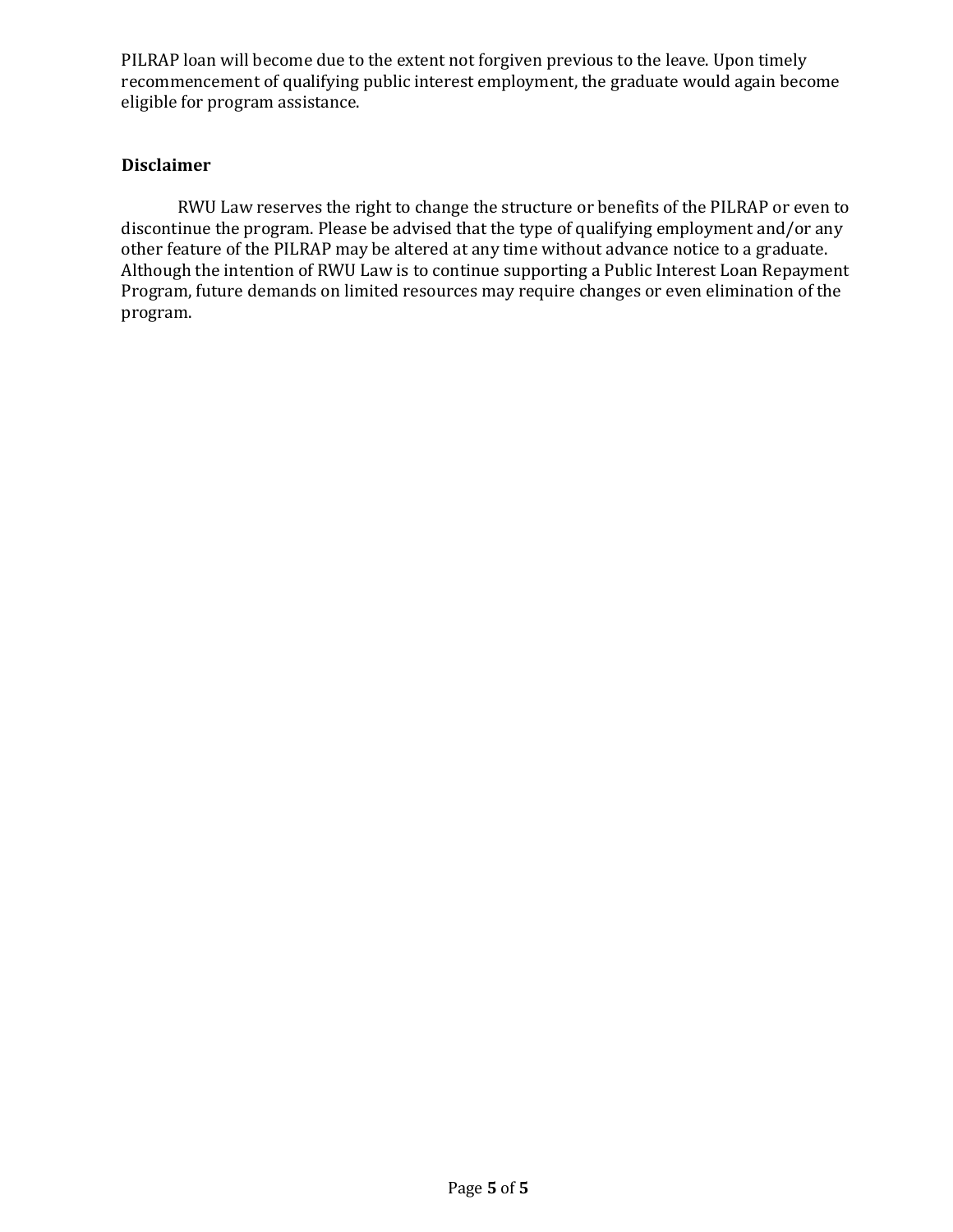PILRAP loan will become due to the extent not forgiven previous to the leave. Upon timely recommencement of qualifying public interest employment, the graduate would again become eligible for program assistance.

## Disclaimer

RWU Law reserves the right to change the structure or benefits of the PILRAP or even to discontinue the program. Please be advised that the type of qualifying employment and/or any other feature of the PILRAP may be altered at any time without advance notice to a graduate. Although the intention of RWU Law is to continue supporting a Public Interest Loan Repayment Program, future demands on limited resources may require changes or even elimination of the program.